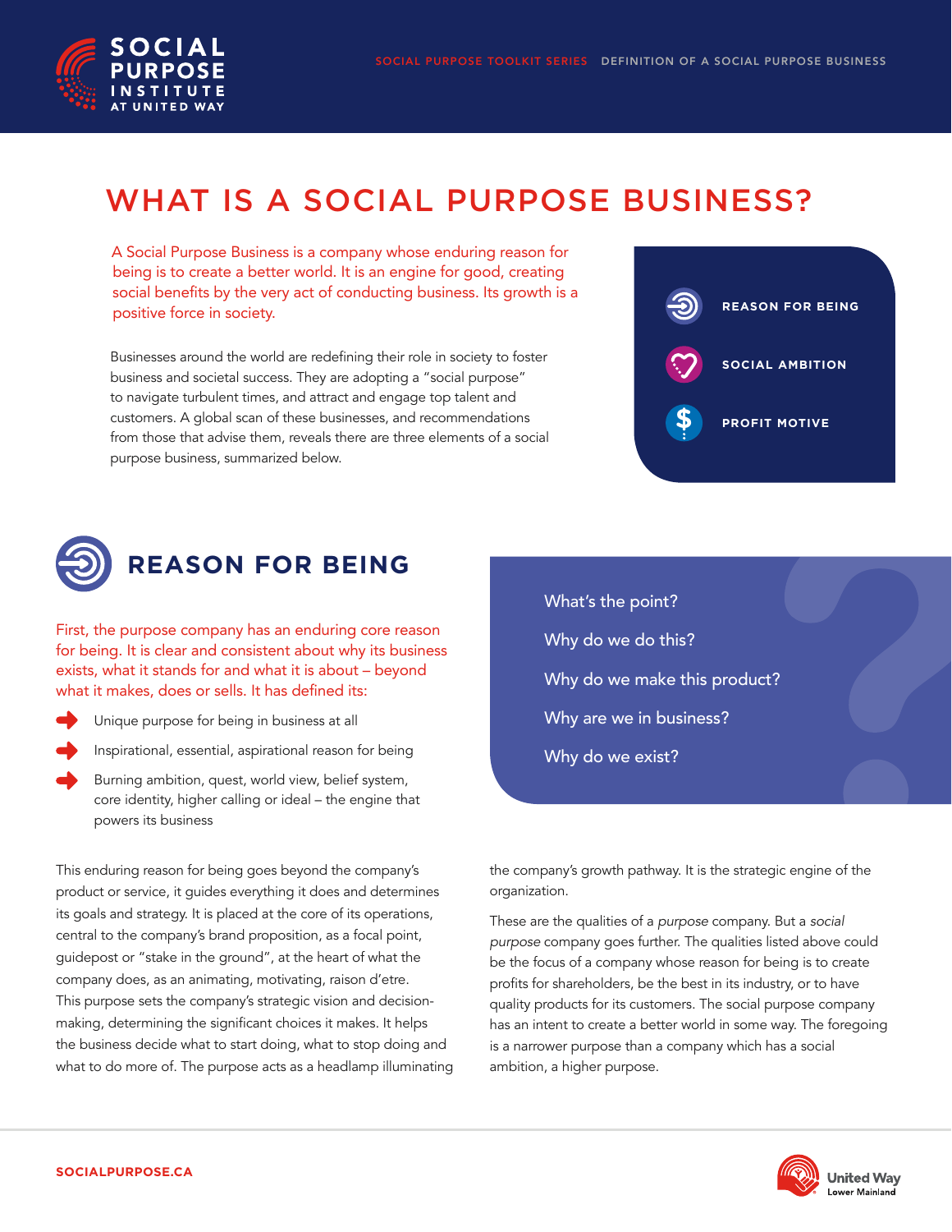# WHAT IS A SOCIAL PURPOSE BUSINESS?

A Social Purpose Business is a company whose enduring reason for being is to create a better world. It is an engine for good, creating social benefits by the very act of conducting business. Its growth is a positive force in society.

Businesses around the world are redefining their role in society to foster business and societal success. They are adopting a "social purpose" to navigate turbulent times, and attract and engage top talent and customers. A global scan of these businesses, and recommendations from those that advise them, reveals there are three elements of a social purpose business, summarized below.

- REASON FOR BEING
- SOCIAL AMBITION
- PROFIT MOTIVE

## REASON FOR BEING

First, the purpose company has an enduring core reason for being. It is clear and consistent about why its business exists, what it stands for and what it is about – beyond what it makes, does or sells. It has defined its:

- Unique purpose for being in business at all
- Inspirational, essential, aspirational reason for being
- Burning ambition, quest, world view, belief system, core identity, higher calling or ideal – the engine that powers its business

What's the point?

Why do we do this?

Why do we make this product?

Why are we in business?

Why do we exist?

This enduring reason for being goes beyond the company's product or service, it guides everything it does and determines its goals and strategy. It is placed at the core of its operations, central to the company's brand proposition, as a focal point, guidepost or "stake in the ground", at the heart of what the company does, as an animating, motivating, raison d'etre. This purpose sets the company's strategic vision and decision-making, determining the significant choices it makes. It helps the business decide what to start doing, what to stop doing and what to do more of. The purpose acts as a headlamp illuminating the company's growth pathway. It is the strategic engine of the organization.

These are the qualities of a *purpose* company. But a *social purpose* company goes further. The qualities listed above could be the focus of a company whose reason for being is to create profits for shareholders, be the best in its industry, or to have quality products for its customers. The social purpose company has an intent to create a better world in some way. The foregoing is a narrower purpose than a company which has a social ambition, a higher purpose.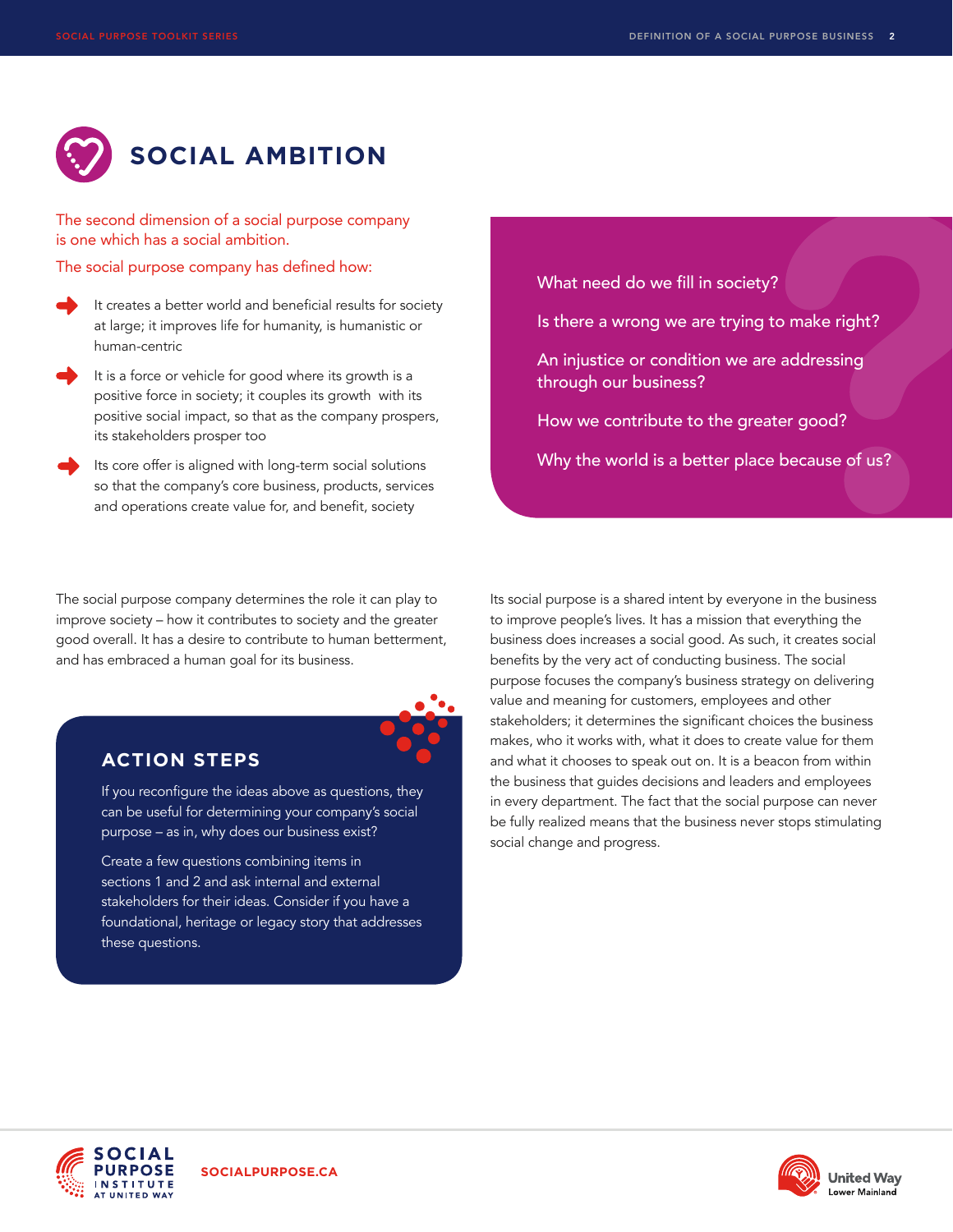# SOCIAL AMBITION

The second dimension of a social purpose company is one which has a social ambition.

The social purpose company has defined how:

- It creates a better world and beneficial results for society at large; it improves life for humanity, is humanistic or human-centric
- It is a force or vehicle for good where its growth is a positive force in society; it couples its growth with its positive social impact, so that as the company prospers, its stakeholders prosper too
- Its core offer is aligned with long-term social solutions so that the company's core business, products, services and operations create value for, and benefit, society

What need do we fill in society?

Is there a wrong we are trying to make right?

An injustice or condition we are addressing through our business?

How we contribute to the greater good?

Why the world is a better place because of us?

The social purpose company determines the role it can play to improve society – how it contributes to society and the greater good overall. It has a desire to contribute to human betterment, and has embraced a human goal for its business.

## ACTION STEPS

If you reconfigure the ideas above as questions, they can be useful for determining your company's social purpose – as in, why does our business exist?

Create a few questions combining items in sections 1 and 2 and ask internal and external stakeholders for their ideas. Consider if you have a foundational, heritage or legacy story that addresses these questions.

Its social purpose is a shared intent by everyone in the business to improve people's lives. It has a mission that everything the business does increases a social good. As such, it creates social benefits by the very act of conducting business. The social purpose focuses the company's business strategy on delivering value and meaning for customers, employees and other stakeholders; it determines the significant choices the business makes, who it works with, what it does to create value for them and what it chooses to speak out on. It is a beacon from within the business that guides decisions and leaders and employees in every department. The fact that the social purpose can never be fully realized means that the business never stops stimulating social change and progress.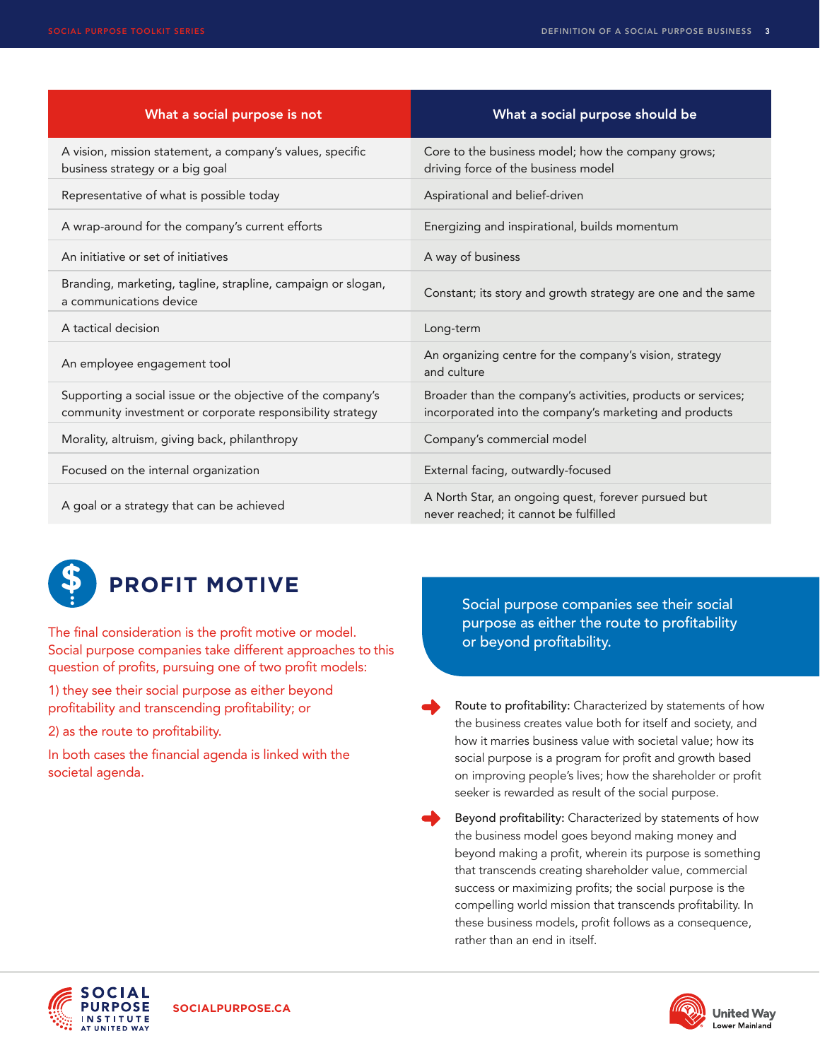| What a social purpose is not | What a social purpose should be |
|---|---|
| A vision, mission statement, a company's values, specific business strategy or a big goal | Core to the business model; how the company grows; driving force of the business model |
| Representative of what is possible today | Aspirational and belief-driven |
| A wrap-around for the company's current efforts | Energizing and inspirational, builds momentum |
| An initiative or set of initiatives | A way of business |
| Branding, marketing, tagline, strapline, campaign or slogan, a communications device | Constant; its story and growth strategy are one and the same |
| A tactical decision | Long-term |
| An employee engagement tool | An organizing centre for the company's vision, strategy and culture |
| Supporting a social issue or the objective of the company's community investment or corporate responsibility strategy | Broader than the company's activities, products or services; incorporated into the company's marketing and products |
| Morality, altruism, giving back, philanthropy | Company's commercial model |
| Focused on the internal organization | External facing, outwardly-focused |
| A goal or a strategy that can be achieved | A North Star, an ongoing quest, forever pursued but never reached; it cannot be fulfilled |

## PROFIT MOTIVE

The final consideration is the profit motive or model. Social purpose companies take different approaches to this question of profits, pursuing one of two profit models:

1) they see their social purpose as either beyond profitability and transcending profitability; or

2) as the route to profitability.

In both cases the financial agenda is linked with the societal agenda.

Social purpose companies see their social purpose as either the route to profitability or beyond profitability.

- **Route to profitability:** Characterized by statements of how the business creates value both for itself and society, and how it marries business value with societal value; how its social purpose is a program for profit and growth based on improving people's lives; how the shareholder or profit seeker is rewarded as result of the social purpose.
- **Beyond profitability:** Characterized by statements of how the business model goes beyond making money and beyond making a profit, wherein its purpose is something that transcends creating shareholder value, commercial success or maximizing profits; the social purpose is the compelling world mission that transcends profitability. In these business models, profit follows as a consequence, rather than an end in itself.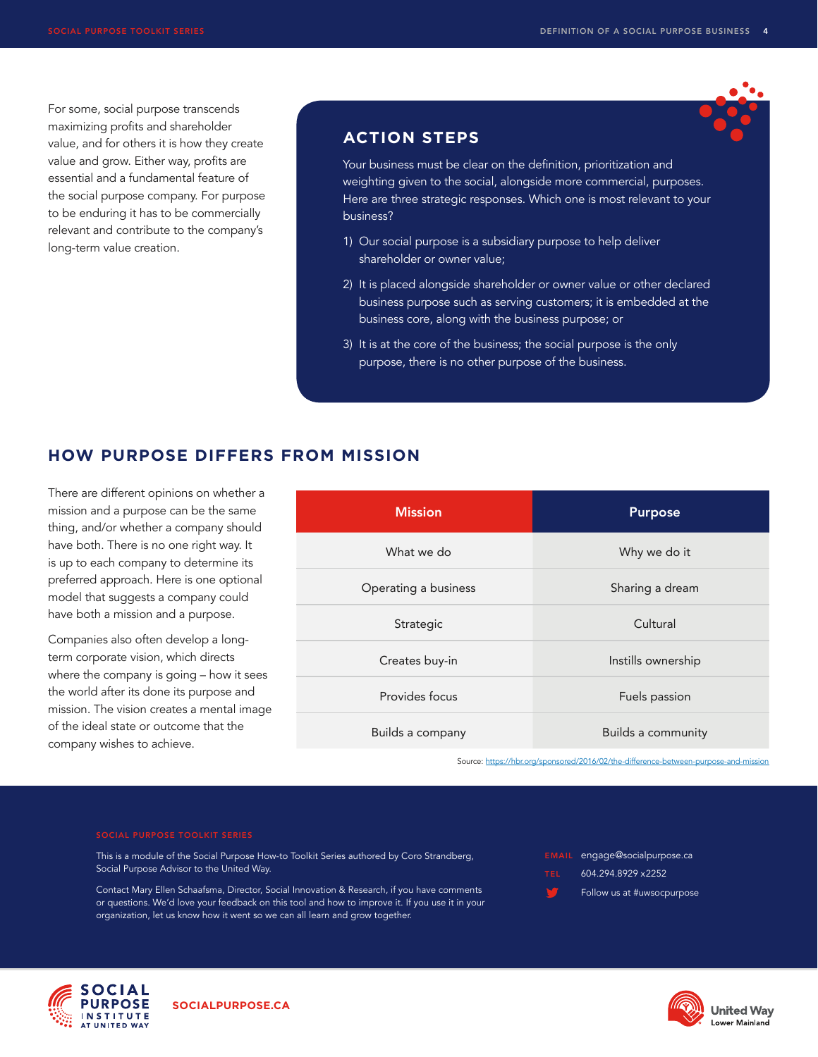For some, social purpose transcends maximizing profits and shareholder value, and for others it is how they create value and grow. Either way, profits are essential and a fundamental feature of the social purpose company. For purpose to be enduring it has to be commercially relevant and contribute to the company's long-term value creation.

## ACTION STEPS

Your business must be clear on the definition, prioritization and weighting given to the social, alongside more commercial, purposes. Here are three strategic responses. Which one is most relevant to your business?

1) Our social purpose is a subsidiary purpose to help deliver shareholder or owner value;
2) It is placed alongside shareholder or owner value or other declared business purpose such as serving customers; it is embedded at the business core, along with the business purpose; or
3) It is at the core of the business; the social purpose is the only purpose, there is no other purpose of the business.

## HOW PURPOSE DIFFERS FROM MISSION

There are different opinions on whether a mission and a purpose can be the same thing, and/or whether a company should have both. There is no one right way. It is up to each company to determine its preferred approach. Here is one optional model that suggests a company could have both a mission and a purpose.

Companies also often develop a long-term corporate vision, which directs where the company is going – how it sees the world after its done its purpose and mission. The vision creates a mental image of the ideal state or outcome that the company wishes to achieve.

| Mission | Purpose |
|---|---|
| What we do | Why we do it |
| Operating a business | Sharing a dream |
| Strategic | Cultural |
| Creates buy-in | Instills ownership |
| Provides focus | Fuels passion |
| Builds a company | Builds a community |

Source: https://hbr.org/sponsored/2016/02/the-difference-between-purpose-and-mission

SOCIAL PURPOSE TOOLKIT SERIES

This is a module of the Social Purpose How-to Toolkit Series authored by Coro Strandberg, Social Purpose Advisor to the United Way.

Contact Mary Ellen Schaafsma, Director, Social Innovation & Research, if you have comments or questions. We'd love your feedback on this tool and how to improve it. If you use it in your organization, let us know how it went so we can all learn and grow together.

EMAIL engage@socialpurpose.ca

TEL 604.294.8929 x2252

Follow us at #uwsocpurpose

SOCIAL PURPOSE INSTITUTE AT UNITED WAY

SOCIALPURPOSE.CA

United Way Lower Mainland